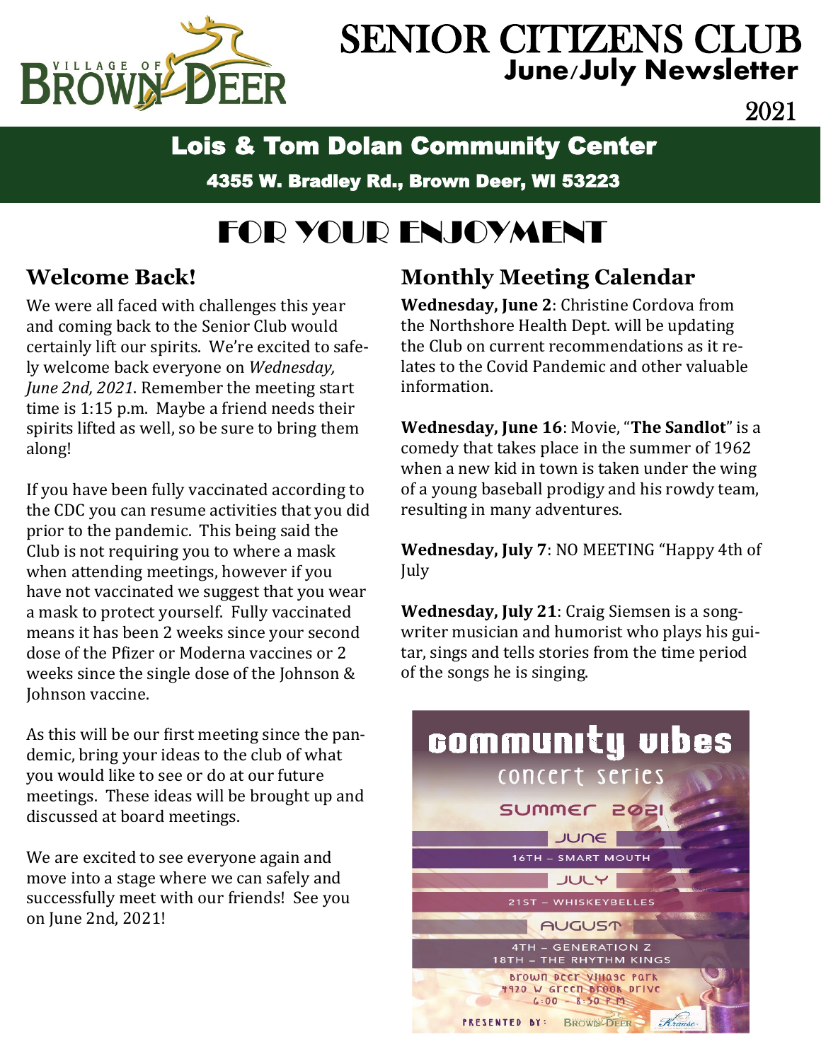# SENIOR CITIZENS CLUB
## June/July Newsletter

2021

## Lois & Tom Dolan Community Center

**4355 W. Bradley Rd., Brown Deer, WI 53223**

# FOR YOUR ENJOYMENT

## Welcome Back!

We were all faced with challenges this year and coming back to the Senior Club would certainly lift our spirits. We're excited to safely welcome back everyone on *Wednesday, June 2nd, 2021*. Remember the meeting start time is 1:15 p.m. Maybe a friend needs their spirits lifted as well, so be sure to bring them along!

If you have been fully vaccinated according to the CDC you can resume activities that you did prior to the pandemic. This being said the Club is not requiring you to where a mask when attending meetings, however if you have not vaccinated we suggest that you wear a mask to protect yourself. Fully vaccinated means it has been 2 weeks since your second dose of the Pfizer or Moderna vaccines or 2 weeks since the single dose of the Johnson & Johnson vaccine.

As this will be our first meeting since the pandemic, bring your ideas to the club of what you would like to see or do at our future meetings. These ideas will be brought up and discussed at board meetings.

We are excited to see everyone again and move into a stage where we can safely and successfully meet with our friends! See you on June 2nd, 2021!

## Monthly Meeting Calendar

**Wednesday, June 2**: Christine Cordova from the Northshore Health Dept. will be updating the Club on current recommendations as it relates to the Covid Pandemic and other valuable information.

**Wednesday, June 16**: Movie, "**The Sandlot**" is a comedy that takes place in the summer of 1962 when a new kid in town is taken under the wing of a young baseball prodigy and his rowdy team, resulting in many adventures.

**Wednesday, July 7**: NO MEETING "Happy 4th of July

**Wednesday, July 21**: Craig Siemsen is a songwriter musician and humorist who plays his guitar, sings and tells stories from the time period of the songs he is singing.

**community vibes**
concert series
SUMMER 2021

JUNE
16TH – SMART MOUTH

JULY
21ST – WHISKEYBELLES

AUGUST
4TH – GENERATION Z
18TH – THE RHYTHM KINGS

Brown Deer Village Park
4920 W Green Brook Drive
6:00 – 8:30 P.M.

PRESENTED BY: BROWN DEER Krause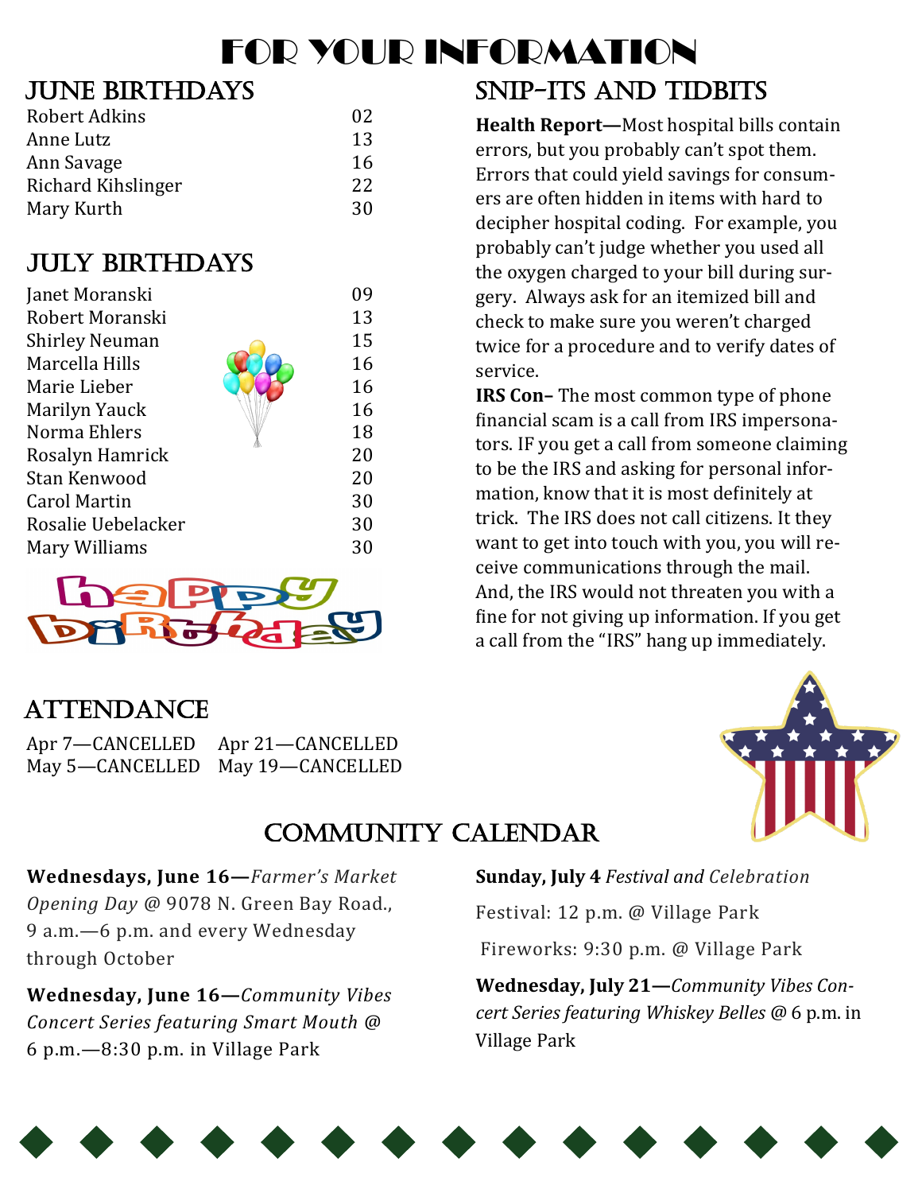# For Your Information

## June Birthdays

| Name | Day |
|---|---|
| Robert Adkins | 02 |
| Anne Lutz | 13 |
| Ann Savage | 16 |
| Richard Kihslinger | 22 |
| Mary Kurth | 30 |

## July Birthdays

| Name | Day |
|---|---|
| Janet Moranski | 09 |
| Robert Moranski | 13 |
| Shirley Neuman | 15 |
| Marcella Hills | 16 |
| Marie Lieber | 16 |
| Marilyn Yauck | 16 |
| Norma Ehlers | 18 |
| Rosalyn Hamrick | 20 |
| Stan Kenwood | 20 |
| Carol Martin | 30 |
| Rosalie Uebelacker | 30 |
| Mary Williams | 30 |

## Attendance

Apr 7—CANCELLED    Apr 21—CANCELLED
May 5—CANCELLED    May 19—CANCELLED

## Snip-its and Tidbits

**Health Report—**Most hospital bills contain errors, but you probably can't spot them. Errors that could yield savings for consumers are often hidden in items with hard to decipher hospital coding. For example, you probably can't judge whether you used all the oxygen charged to your bill during surgery. Always ask for an itemized bill and check to make sure you weren't charged twice for a procedure and to verify dates of service.

**IRS Con–** The most common type of phone financial scam is a call from IRS impersonators. IF you get a call from someone claiming to be the IRS and asking for personal information, know that it is most definitely at trick. The IRS does not call citizens. It they want to get into touch with you, you will receive communications through the mail. And, the IRS would not threaten you with a fine for not giving up information. If you get a call from the "IRS" hang up immediately.

## Community Calendar

**Wednesdays, June 16—***Farmer's Market Opening Day* @ 9078 N. Green Bay Road., 9 a.m.—6 p.m. and every Wednesday through October

**Wednesday, June 16—***Community Vibes Concert Series featuring Smart Mouth* @ 6 p.m.—8:30 p.m. in Village Park

**Sunday, July 4** *Festival and Celebration*

Festival: 12 p.m. @ Village Park

Fireworks: 9:30 p.m. @ Village Park

**Wednesday, July 21—***Community Vibes Concert Series featuring Whiskey Belles* @ 6 p.m. in Village Park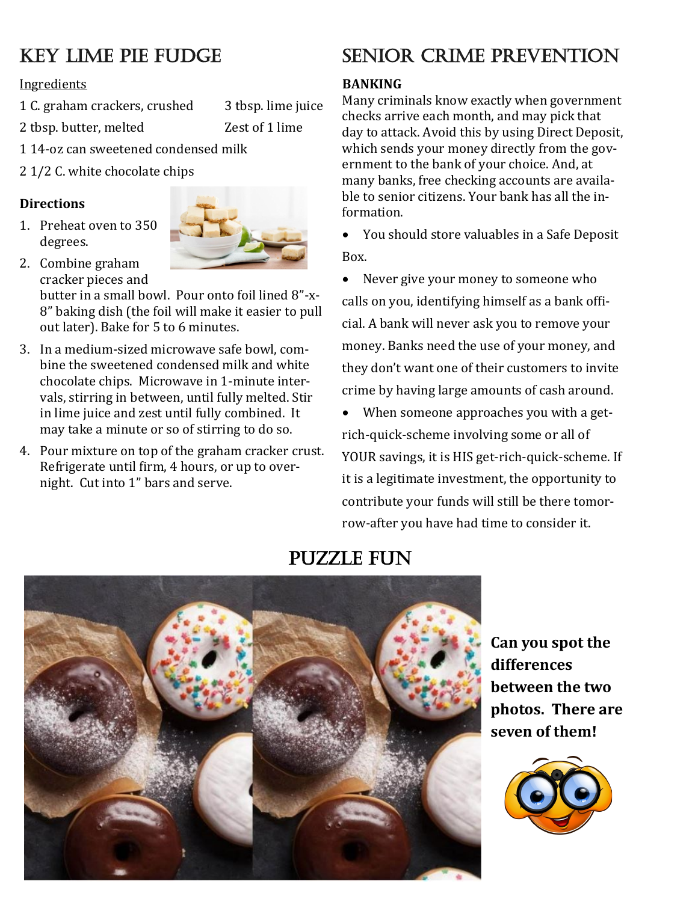## KEY LIME PIE FUDGE

Ingredients

- 1 C. graham crackers, crushed
- 2 tbsp. butter, melted
- 1 14-oz can sweetened condensed milk
- 2 1/2 C. white chocolate chips
- 3 tbsp. lime juice
- Zest of 1 lime

**Directions**

1. Preheat oven to 350 degrees.
2. Combine graham cracker pieces and butter in a small bowl. Pour onto foil lined 8"-x-8" baking dish (the foil will make it easier to pull out later). Bake for 5 to 6 minutes.
3. In a medium-sized microwave safe bowl, combine the sweetened condensed milk and white chocolate chips. Microwave in 1-minute intervals, stirring in between, until fully melted. Stir in lime juice and zest until fully combined. It may take a minute or so of stirring to do so.
4. Pour mixture on top of the graham cracker crust. Refrigerate until firm, 4 hours, or up to overnight. Cut into 1" bars and serve.

## SENIOR CRIME PREVENTION

**BANKING**

Many criminals know exactly when government checks arrive each month, and may pick that day to attack. Avoid this by using Direct Deposit, which sends your money directly from the government to the bank of your choice. And, at many banks, free checking accounts are available to senior citizens. Your bank has all the information.

- You should store valuables in a Safe Deposit Box.
- Never give your money to someone who calls on you, identifying himself as a bank official. A bank will never ask you to remove your money. Banks need the use of your money, and they don't want one of their customers to invite crime by having large amounts of cash around.
- When someone approaches you with a get-rich-quick-scheme involving some or all of YOUR savings, it is HIS get-rich-quick-scheme. If it is a legitimate investment, the opportunity to contribute your funds will still be there tomorrow-after you have had time to consider it.

## PUZZLE FUN

**Can you spot the differences between the two photos. There are seven of them!**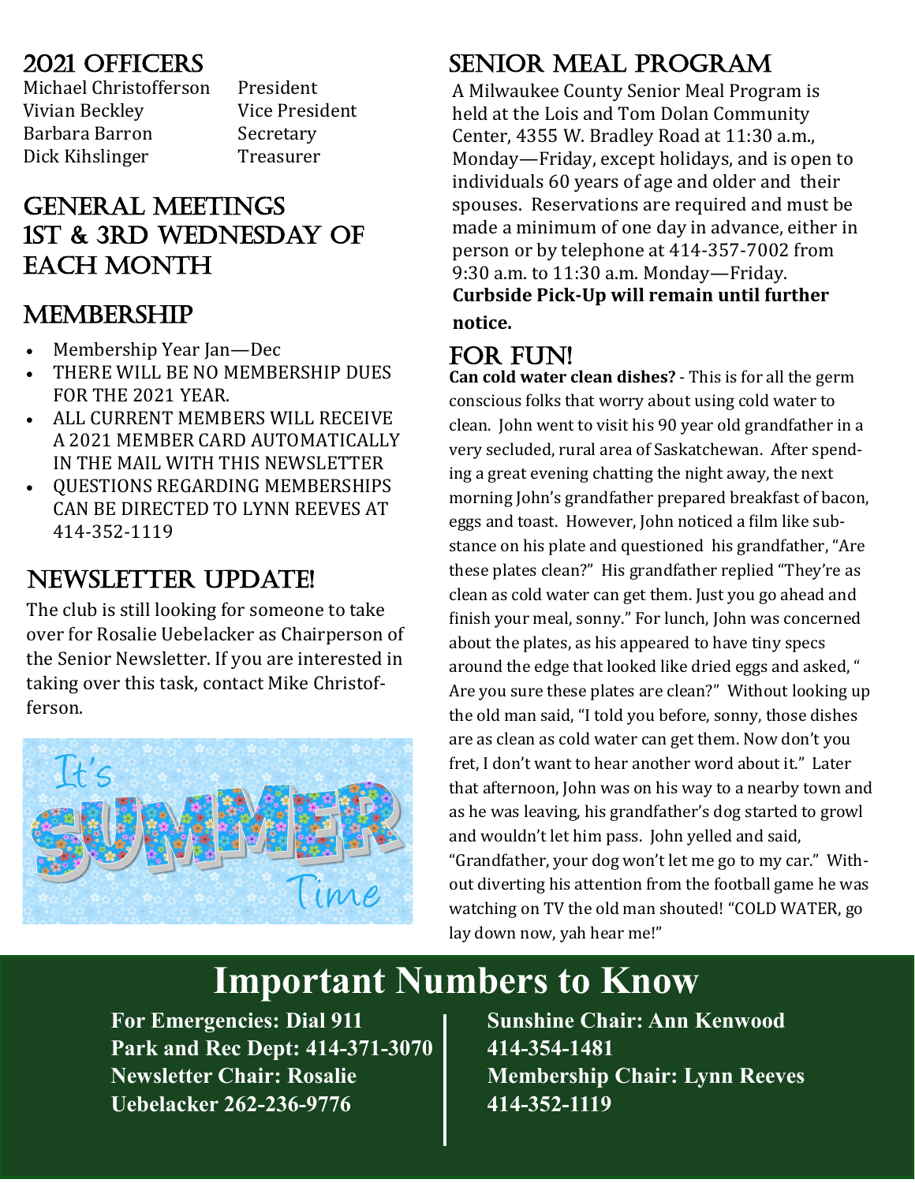## 2021 Officers

| | |
|---|---|
| Michael Christofferson | President |
| Vivian Beckley | Vice President |
| Barbara Barron | Secretary |
| Dick Kihslinger | Treasurer |

## General Meetings 1st & 3rd Wednesday of Each Month

## Membership

- Membership Year Jan—Dec
- THERE WILL BE NO MEMBERSHIP DUES FOR THE 2021 YEAR.
- ALL CURRENT MEMBERS WILL RECEIVE A 2021 MEMBER CARD AUTOMATICALLY IN THE MAIL WITH THIS NEWSLETTER
- QUESTIONS REGARDING MEMBERSHIPS CAN BE DIRECTED TO LYNN REEVES AT 414-352-1119

## Newsletter Update!

The club is still looking for someone to take over for Rosalie Uebelacker as Chairperson of the Senior Newsletter. If you are interested in taking over this task, contact Mike Christofferson.

It's SUMMER Time

## Senior Meal Program

A Milwaukee County Senior Meal Program is held at the Lois and Tom Dolan Community Center, 4355 W. Bradley Road at 11:30 a.m., Monday—Friday, except holidays, and is open to individuals 60 years of age and older and their spouses. Reservations are required and must be made a minimum of one day in advance, either in person or by telephone at 414-357-7002 from 9:30 a.m. to 11:30 a.m. Monday—Friday. **Curbside Pick-Up will remain until further notice.**

## For Fun!

**Can cold water clean dishes?** - This is for all the germ conscious folks that worry about using cold water to clean. John went to visit his 90 year old grandfather in a very secluded, rural area of Saskatchewan. After spending a great evening chatting the night away, the next morning John's grandfather prepared breakfast of bacon, eggs and toast. However, John noticed a film like substance on his plate and questioned his grandfather, "Are these plates clean?" His grandfather replied "They're as clean as cold water can get them. Just you go ahead and finish your meal, sonny." For lunch, John was concerned about the plates, as his appeared to have tiny specs around the edge that looked like dried eggs and asked, " Are you sure these plates are clean?" Without looking up the old man said, "I told you before, sonny, those dishes are as clean as cold water can get them. Now don't you fret, I don't want to hear another word about it." Later that afternoon, John was on his way to a nearby town and as he was leaving, his grandfather's dog started to growl and wouldn't let him pass. John yelled and said, "Grandfather, your dog won't let me go to my car." Without diverting his attention from the football game he was watching on TV the old man shouted! "COLD WATER, go lay down now, yah hear me!"

# Important Numbers to Know

**For Emergencies: Dial 911**
**Park and Rec Dept: 414-371-3070**
**Newsletter Chair: Rosalie Uebelacker 262-236-9776**

**Sunshine Chair: Ann Kenwood 414-354-1481**
**Membership Chair: Lynn Reeves 414-352-1119**